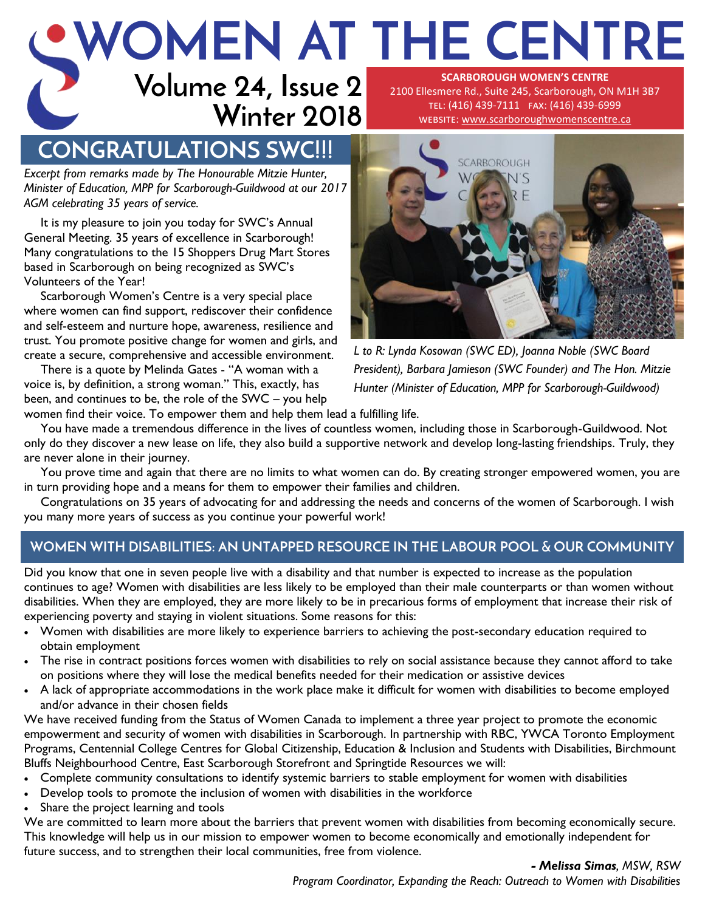# WOMEN AT THE CENTRE

**Volume 24, Issue 2**
**Winter 2018**

**SCARBOROUGH WOMEN'S CENTRE**
2100 Ellesmere Rd., Suite 245, Scarborough, ON M1H 3B7
TEL: (416) 439-7111 FAX: (416) 439-6999
WEBSITE: www.scarboroughwomenscentre.ca

## CONGRATULATIONS SWC!!!

*Excerpt from remarks made by The Honourable Mitzie Hunter, Minister of Education, MPP for Scarborough-Guildwood at our 2017 AGM celebrating 35 years of service.*

It is my pleasure to join you today for SWC's Annual General Meeting. 35 years of excellence in Scarborough! Many congratulations to the 15 Shoppers Drug Mart Stores based in Scarborough on being recognized as SWC's Volunteers of the Year!

Scarborough Women's Centre is a very special place where women can find support, rediscover their confidence and self-esteem and nurture hope, awareness, resilience and trust. You promote positive change for women and girls, and create a secure, comprehensive and accessible environment.

There is a quote by Melinda Gates - "A woman with a voice is, by definition, a strong woman." This, exactly, has been, and continues to be, the role of the SWC – you help women find their voice. To empower them and help them lead a fulfilling life.

You have made a tremendous difference in the lives of countless women, including those in Scarborough-Guildwood. Not only do they discover a new lease on life, they also build a supportive network and develop long-lasting friendships. Truly, they are never alone in their journey.

You prove time and again that there are no limits to what women can do. By creating stronger empowered women, you are in turn providing hope and a means for them to empower their families and children.

Congratulations on 35 years of advocating for and addressing the needs and concerns of the women of Scarborough. I wish you many more years of success as you continue your powerful work!

*L to R: Lynda Kosowan (SWC ED), Joanna Noble (SWC Board President), Barbara Jamieson (SWC Founder) and The Hon. Mitzie Hunter (Minister of Education, MPP for Scarborough-Guildwood)*

## WOMEN WITH DISABILITIES: AN UNTAPPED RESOURCE IN THE LABOUR POOL & OUR COMMUNITY

Did you know that one in seven people live with a disability and that number is expected to increase as the population continues to age? Women with disabilities are less likely to be employed than their male counterparts or than women without disabilities. When they are employed, they are more likely to be in precarious forms of employment that increase their risk of experiencing poverty and staying in violent situations. Some reasons for this:

- Women with disabilities are more likely to experience barriers to achieving the post-secondary education required to obtain employment
- The rise in contract positions forces women with disabilities to rely on social assistance because they cannot afford to take on positions where they will lose the medical benefits needed for their medication or assistive devices
- A lack of appropriate accommodations in the work place make it difficult for women with disabilities to become employed and/or advance in their chosen fields

We have received funding from the Status of Women Canada to implement a three year project to promote the economic empowerment and security of women with disabilities in Scarborough. In partnership with RBC, YWCA Toronto Employment Programs, Centennial College Centres for Global Citizenship, Education & Inclusion and Students with Disabilities, Birchmount Bluffs Neighbourhood Centre, East Scarborough Storefront and Springtide Resources we will:

- Complete community consultations to identify systemic barriers to stable employment for women with disabilities
- Develop tools to promote the inclusion of women with disabilities in the workforce
- Share the project learning and tools

We are committed to learn more about the barriers that prevent women with disabilities from becoming economically secure. This knowledge will help us in our mission to empower women to become economically and emotionally independent for future success, and to strengthen their local communities, free from violence.

***- Melissa Simas**, MSW, RSW*
*Program Coordinator, Expanding the Reach: Outreach to Women with Disabilities*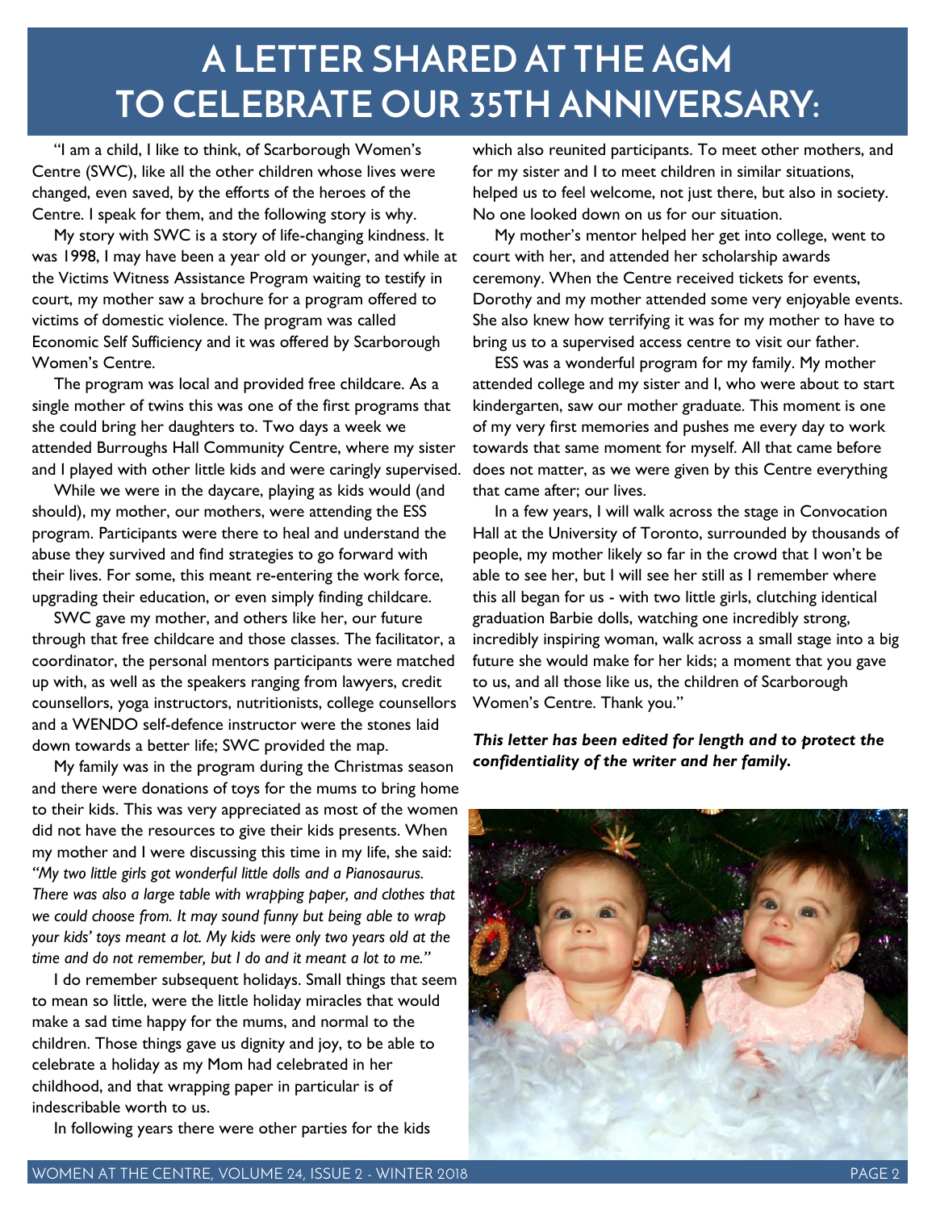# A LETTER SHARED AT THE AGM TO CELEBRATE OUR 35TH ANNIVERSARY:

"I am a child, I like to think, of Scarborough Women's Centre (SWC), like all the other children whose lives were changed, even saved, by the efforts of the heroes of the Centre. I speak for them, and the following story is why.

My story with SWC is a story of life-changing kindness. It was 1998, I may have been a year old or younger, and while at the Victims Witness Assistance Program waiting to testify in court, my mother saw a brochure for a program offered to victims of domestic violence. The program was called Economic Self Sufficiency and it was offered by Scarborough Women's Centre.

The program was local and provided free childcare. As a single mother of twins this was one of the first programs that she could bring her daughters to. Two days a week we attended Burroughs Hall Community Centre, where my sister and I played with other little kids and were caringly supervised.

While we were in the daycare, playing as kids would (and should), my mother, our mothers, were attending the ESS program. Participants were there to heal and understand the abuse they survived and find strategies to go forward with their lives. For some, this meant re-entering the work force, upgrading their education, or even simply finding childcare.

SWC gave my mother, and others like her, our future through that free childcare and those classes. The facilitator, a coordinator, the personal mentors participants were matched up with, as well as the speakers ranging from lawyers, credit counsellors, yoga instructors, nutritionists, college counsellors and a WENDO self-defence instructor were the stones laid down towards a better life; SWC provided the map.

My family was in the program during the Christmas season and there were donations of toys for the mums to bring home to their kids. This was very appreciated as most of the women did not have the resources to give their kids presents. When my mother and I were discussing this time in my life, she said: *"My two little girls got wonderful little dolls and a Pianosaurus. There was also a large table with wrapping paper, and clothes that we could choose from. It may sound funny but being able to wrap your kids' toys meant a lot. My kids were only two years old at the time and do not remember, but I do and it meant a lot to me."*

I do remember subsequent holidays. Small things that seem to mean so little, were the little holiday miracles that would make a sad time happy for the mums, and normal to the children. Those things gave us dignity and joy, to be able to celebrate a holiday as my Mom had celebrated in her childhood, and that wrapping paper in particular is of indescribable worth to us.

In following years there were other parties for the kids which also reunited participants. To meet other mothers, and for my sister and I to meet children in similar situations, helped us to feel welcome, not just there, but also in society. No one looked down on us for our situation.

My mother's mentor helped her get into college, went to court with her, and attended her scholarship awards ceremony. When the Centre received tickets for events, Dorothy and my mother attended some very enjoyable events. She also knew how terrifying it was for my mother to have to bring us to a supervised access centre to visit our father.

ESS was a wonderful program for my family. My mother attended college and my sister and I, who were about to start kindergarten, saw our mother graduate. This moment is one of my very first memories and pushes me every day to work towards that same moment for myself. All that came before does not matter, as we were given by this Centre everything that came after; our lives.

In a few years, I will walk across the stage in Convocation Hall at the University of Toronto, surrounded by thousands of people, my mother likely so far in the crowd that I won't be able to see her, but I will see her still as I remember where this all began for us - with two little girls, clutching identical graduation Barbie dolls, watching one incredibly strong, incredibly inspiring woman, walk across a small stage into a big future she would make for her kids; a moment that you gave to us, and all those like us, the children of Scarborough Women's Centre. Thank you."

***This letter has been edited for length and to protect the confidentiality of the writer and her family.***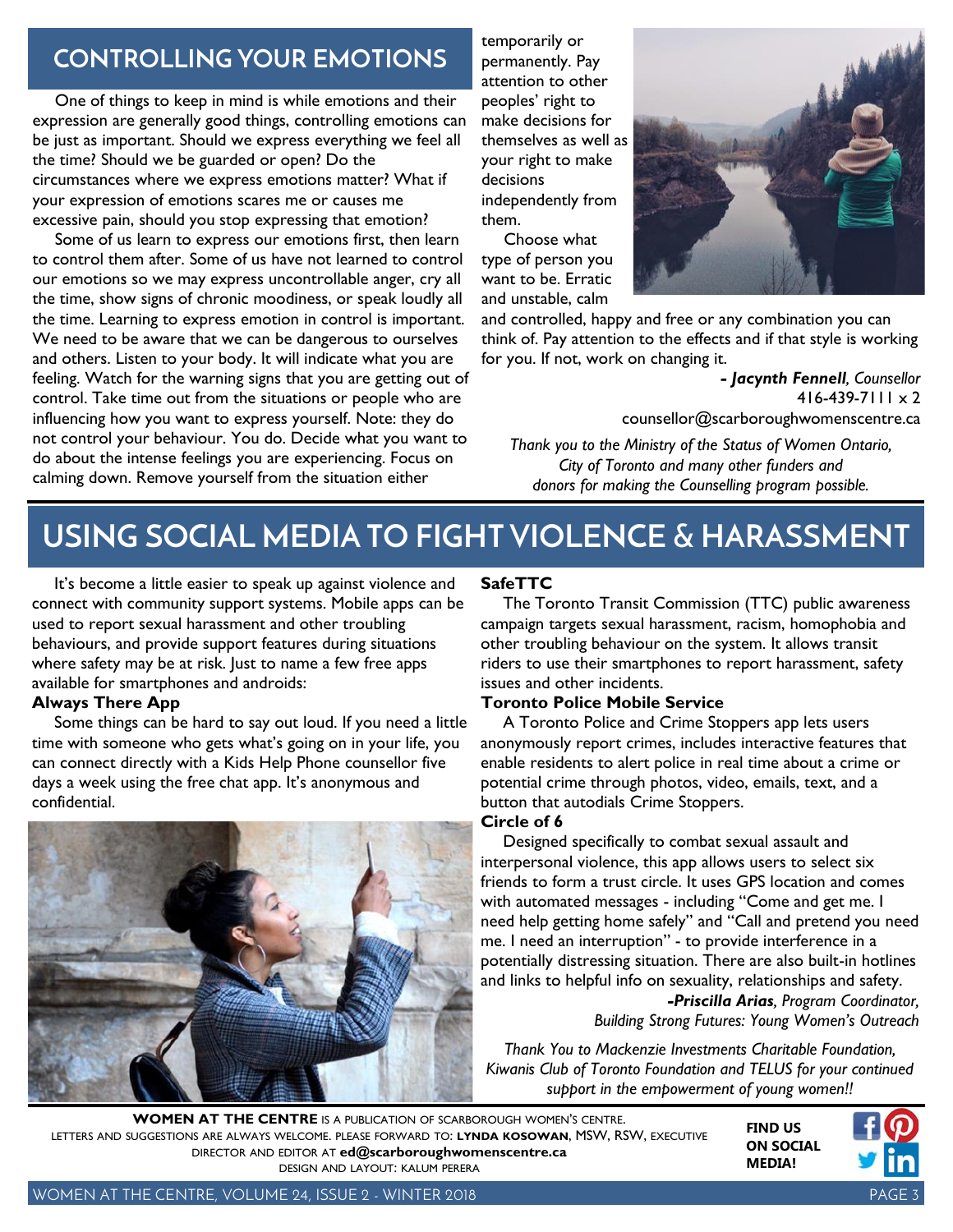## CONTROLLING YOUR EMOTIONS

One of things to keep in mind is while emotions and their expression are generally good things, controlling emotions can be just as important. Should we express everything we feel all the time? Should we be guarded or open? Do the circumstances where we express emotions matter? What if your expression of emotions scares me or causes me excessive pain, should you stop expressing that emotion?

Some of us learn to express our emotions first, then learn to control them after. Some of us have not learned to control our emotions so we may express uncontrollable anger, cry all the time, show signs of chronic moodiness, or speak loudly all the time. Learning to express emotion in control is important. We need to be aware that we can be dangerous to ourselves and others. Listen to your body. It will indicate what you are feeling. Watch for the warning signs that you are getting out of control. Take time out from the situations or people who are influencing how you want to express yourself. Note: they do not control your behaviour. You do. Decide what you want to do about the intense feelings you are experiencing. Focus on calming down. Remove yourself from the situation either temporarily or permanently. Pay attention to other peoples' right to make decisions for themselves as well as your right to make decisions independently from them.

Choose what type of person you want to be. Erratic and unstable, calm and controlled, happy and free or any combination you can think of. Pay attention to the effects and if that style is working for you. If not, work on changing it.

***- Jacynth Fennell**, Counsellor*
416-439-7111 x 2
counsellor@scarboroughwomenscentre.ca

*Thank you to the Ministry of the Status of Women Ontario, City of Toronto and many other funders and donors for making the Counselling program possible.*

## USING SOCIAL MEDIA TO FIGHT VIOLENCE & HARASSMENT

It's become a little easier to speak up against violence and connect with community support systems. Mobile apps can be used to report sexual harassment and other troubling behaviours, and provide support features during situations where safety may be at risk. Just to name a few free apps available for smartphones and androids:

**Always There App**

Some things can be hard to say out loud. If you need a little time with someone who gets what's going on in your life, you can connect directly with a Kids Help Phone counsellor five days a week using the free chat app. It's anonymous and confidential.

**SafeTTC**

The Toronto Transit Commission (TTC) public awareness campaign targets sexual harassment, racism, homophobia and other troubling behaviour on the system. It allows transit riders to use their smartphones to report harassment, safety issues and other incidents.

**Toronto Police Mobile Service**

A Toronto Police and Crime Stoppers app lets users anonymously report crimes, includes interactive features that enable residents to alert police in real time about a crime or potential crime through photos, video, emails, text, and a button that autodials Crime Stoppers.

**Circle of 6**

Designed specifically to combat sexual assault and interpersonal violence, this app allows users to select six friends to form a trust circle. It uses GPS location and comes with automated messages - including "Come and get me. I need help getting home safely" and "Call and pretend you need me. I need an interruption" - to provide interference in a potentially distressing situation. There are also built-in hotlines and links to helpful info on sexuality, relationships and safety.

***-Priscilla Arias**, Program Coordinator, Building Strong Futures: Young Women's Outreach*

*Thank You to Mackenzie Investments Charitable Foundation, Kiwanis Club of Toronto Foundation and TELUS for your continued support in the empowerment of young women!!*

**WOMEN AT THE CENTRE** is a publication of Scarborough Women's Centre.
Letters and suggestions are always welcome. Please forward to: **Lynda Kosowan**, MSW, RSW, Executive Director and Editor at **ed@scarboroughwomenscentre.ca**
Design and Layout: Kalum Perera

**FIND US ON SOCIAL MEDIA!**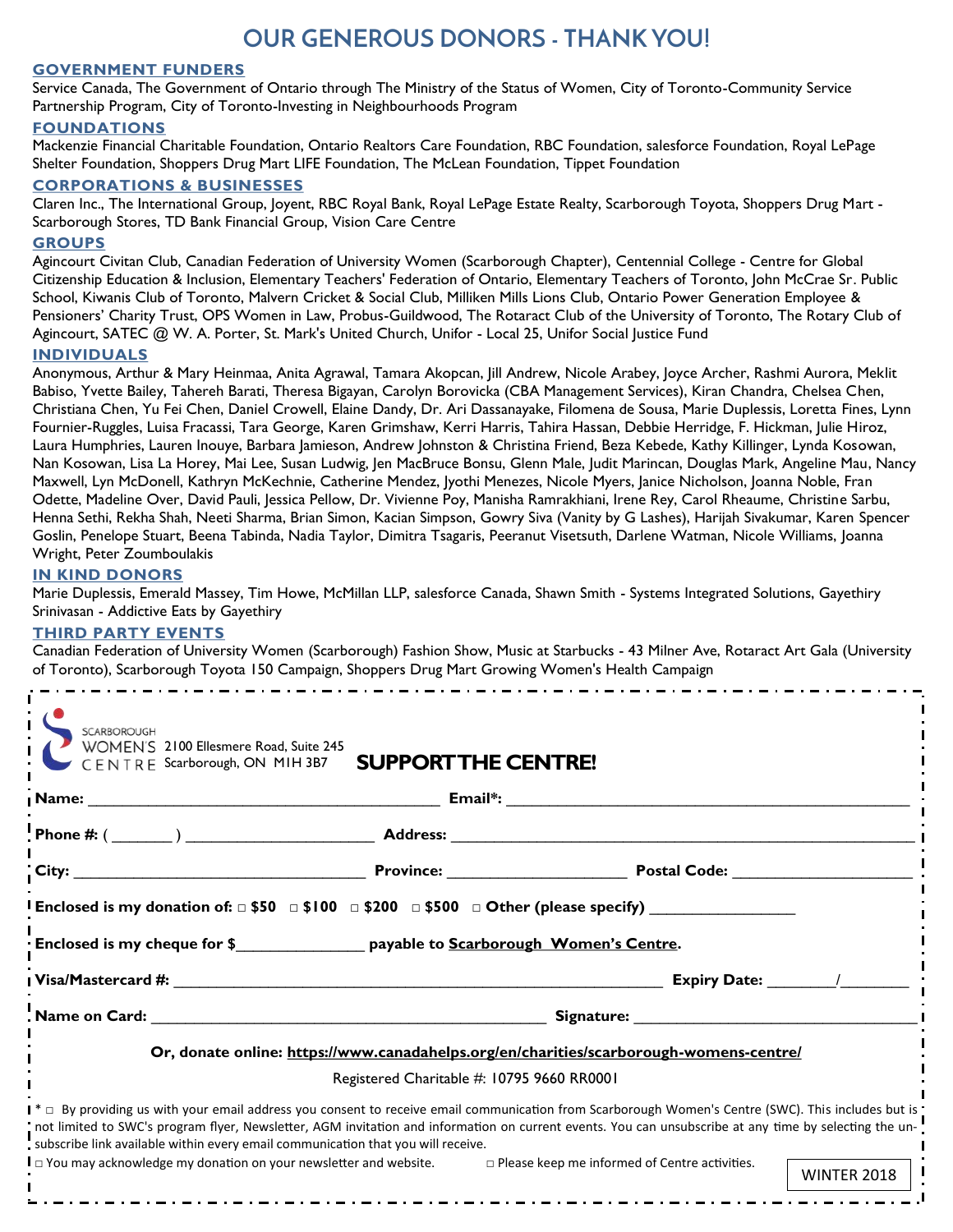# OUR GENEROUS DONORS - THANK YOU!

## GOVERNMENT FUNDERS

Service Canada, The Government of Ontario through The Ministry of the Status of Women, City of Toronto-Community Service Partnership Program, City of Toronto-Investing in Neighbourhoods Program

## FOUNDATIONS

Mackenzie Financial Charitable Foundation, Ontario Realtors Care Foundation, RBC Foundation, salesforce Foundation, Royal LePage Shelter Foundation, Shoppers Drug Mart LIFE Foundation, The McLean Foundation, Tippet Foundation

## CORPORATIONS & BUSINESSES

Claren Inc., The International Group, Joyent, RBC Royal Bank, Royal LePage Estate Realty, Scarborough Toyota, Shoppers Drug Mart - Scarborough Stores, TD Bank Financial Group, Vision Care Centre

## GROUPS

Agincourt Civitan Club, Canadian Federation of University Women (Scarborough Chapter), Centennial College - Centre for Global Citizenship Education & Inclusion, Elementary Teachers' Federation of Ontario, Elementary Teachers of Toronto, John McCrae Sr. Public School, Kiwanis Club of Toronto, Malvern Cricket & Social Club, Milliken Mills Lions Club, Ontario Power Generation Employee & Pensioners' Charity Trust, OPS Women in Law, Probus-Guildwood, The Rotaract Club of the University of Toronto, The Rotary Club of Agincourt, SATEC @ W. A. Porter, St. Mark's United Church, Unifor - Local 25, Unifor Social Justice Fund

## INDIVIDUALS

Anonymous, Arthur & Mary Heinmaa, Anita Agrawal, Tamara Akopcan, Jill Andrew, Nicole Arabey, Joyce Archer, Rashmi Aurora, Meklit Babiso, Yvette Bailey, Tahereh Barati, Theresa Bigayan, Carolyn Borovicka (CBA Management Services), Kiran Chandra, Chelsea Chen, Christiana Chen, Yu Fei Chen, Daniel Crowell, Elaine Dandy, Dr. Ari Dassanayake, Filomena de Sousa, Marie Duplessis, Loretta Fines, Lynn Fournier-Ruggles, Luisa Fracassi, Tara George, Karen Grimshaw, Kerri Harris, Tahira Hassan, Debbie Herridge, F. Hickman, Julie Hiroz, Laura Humphries, Lauren Inouye, Barbara Jamieson, Andrew Johnston & Christina Friend, Beza Kebede, Kathy Killinger, Lynda Kosowan, Nan Kosowan, Lisa La Horey, Mai Lee, Susan Ludwig, Jen MacBruce Bonsu, Glenn Male, Judit Marincan, Douglas Mark, Angeline Mau, Nancy Maxwell, Lyn McDonell, Kathryn McKechnie, Catherine Mendez, Jyothi Menezes, Nicole Myers, Janice Nicholson, Joanna Noble, Fran Odette, Madeline Over, David Pauli, Jessica Pellow, Dr. Vivienne Poy, Manisha Ramrakhiani, Irene Rey, Carol Rheaume, Christine Sarbu, Henna Sethi, Rekha Shah, Neeti Sharma, Brian Simon, Kacian Simpson, Gowry Siva (Vanity by G Lashes), Harijah Sivakumar, Karen Spencer Goslin, Penelope Stuart, Beena Tabinda, Nadia Taylor, Dimitra Tsagaris, Peeranut Visetsuth, Darlene Watman, Nicole Williams, Joanna Wright, Peter Zoumboulakis

## IN KIND DONORS

Marie Duplessis, Emerald Massey, Tim Howe, McMillan LLP, salesforce Canada, Shawn Smith - Systems Integrated Solutions, Gayethiry Srinivasan - Addictive Eats by Gayethiry

## THIRD PARTY EVENTS

Canadian Federation of University Women (Scarborough) Fashion Show, Music at Starbucks - 43 Milner Ave, Rotaract Art Gala (University of Toronto), Scarborough Toyota 150 Campaign, Shoppers Drug Mart Growing Women's Health Campaign

---

SCARBOROUGH WOMEN'S CENTRE
2100 Ellesmere Road, Suite 245
Scarborough, ON M1H 3B7

## SUPPORT THE CENTRE!

**Name:** ______________________ **Email\*:** ______________________

**Phone #:** ( _______ ) ______________________ **Address:** ______________________

**City:** ______________________ **Province:** ______________________ **Postal Code:** ______________________

**Enclosed is my donation of:** □ **$50** □ **$100** □ **$200** □ **$500** □ **Other (please specify)** ________________

**Enclosed is my cheque for $**______________ **payable to Scarborough Women's Centre.**

**Visa/Mastercard #:** ______________________ **Expiry Date:** ________/________

**Name on Card:** ______________________ **Signature:** ______________________

**Or, donate online: https://www.canadahelps.org/en/charities/scarborough-womens-centre/**

Registered Charitable #: 10795 9660 RR0001

\* □ By providing us with your email address you consent to receive email communication from Scarborough Women's Centre (SWC). This includes but is not limited to SWC's program flyer, Newsletter, AGM invitation and information on current events. You can unsubscribe at any time by selecting the unsubscribe link available within every email communication that you will receive.

□ You may acknowledge my donation on your newsletter and website. □ Please keep me informed of Centre activities.

WINTER 2018